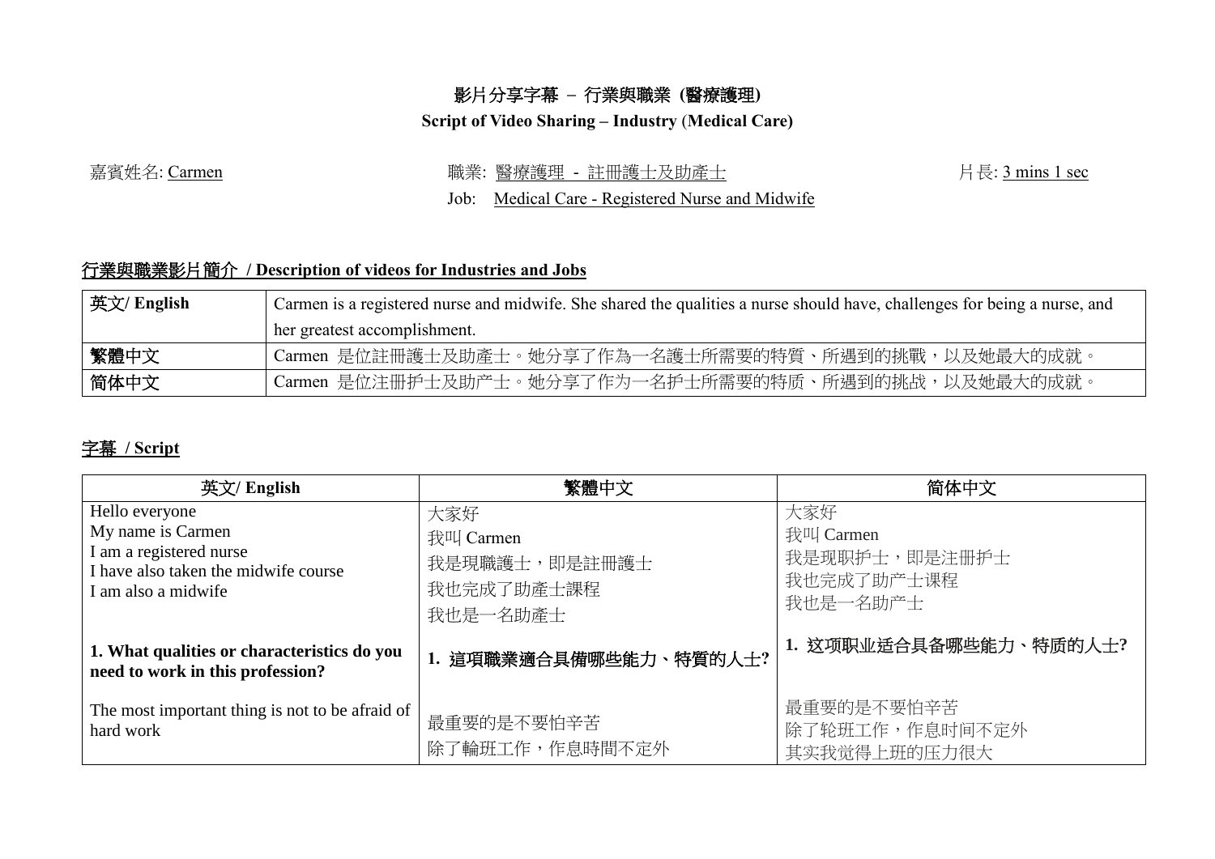# 影片分享字幕 – 行業與職業 (醫療護理)

## Script of Video Sharing – Industry (Medical Care)

嘉賓姓名: Carmen

職業: 醫療護理 - 註冊護士及助產士

Job: Medical Care - Registered Nurse and Midwife

片長: 3 mins 1 sec

## 行業與職業影片簡介 / Description of videos for Industries and Jobs

| 英文/ English | Carmen is a registered nurse and midwife. She shared the qualities a nurse should have, challenges for being a nurse, and her greatest accomplishment. |
|---|---|
| 繁體中文 | Carmen 是位註冊護士及助產士。她分享了作為一名護士所需要的特質、所遇到的挑戰，以及她最大的成就。 |
| 简体中文 | Carmen 是位注册护士及助产士。她分享了作为一名护士所需要的特质、所遇到的挑战，以及她最大的成就。 |

## 字幕 / Script

| 英文/ English | 繁體中文 | 简体中文 |
|---|---|---|
| Hello everyone<br>My name is Carmen<br>I am a registered nurse<br>I have also taken the midwife course<br>I am also a midwife | 大家好<br>我叫 Carmen<br>我是現職護士，即是註冊護士<br>我也完成了助產士課程<br>我也是一名助產士 | 大家好<br>我叫 Carmen<br>我是现职护士，即是注册护士<br>我也完成了助产士课程<br>我也是一名助产士 |
| **1. What qualities or characteristics do you need to work in this profession?** | **1. 這項職業適合具備哪些能力、特質的人士?** | **1. 这项职业适合具备哪些能力、特质的人士?** |
| The most important thing is not to be afraid of hard work | 最重要的是不要怕辛苦<br>除了輪班工作，作息時間不定外 | 最重要的是不要怕辛苦<br>除了轮班工作，作息时间不定外<br>其实我觉得上班的压力很大 |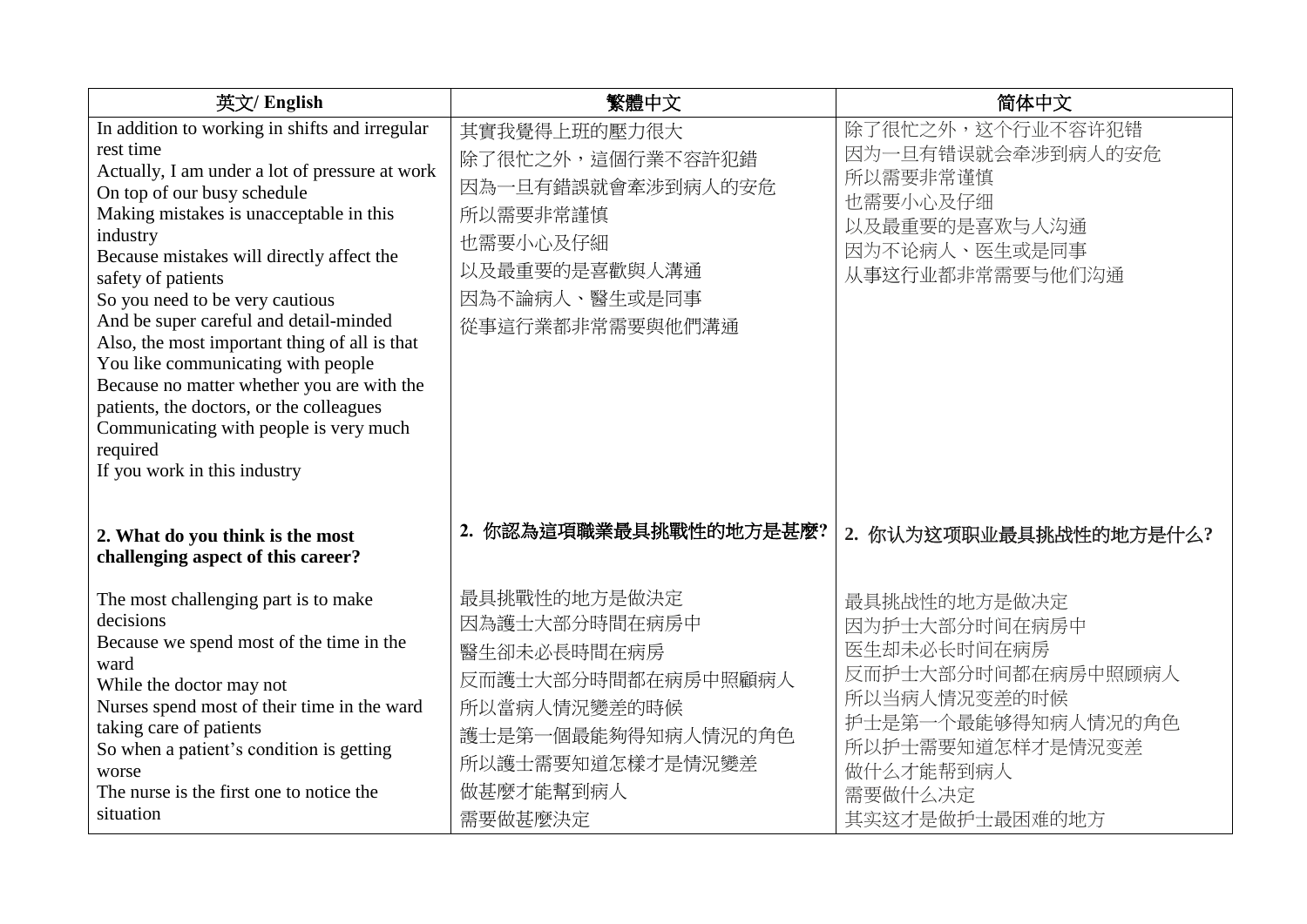| 英文/ English | 繁體中文 | 简体中文 |
| --- | --- | --- |
| In addition to working in shifts and irregular rest time<br>Actually, I am under a lot of pressure at work<br>On top of our busy schedule<br>Making mistakes is unacceptable in this industry<br>Because mistakes will directly affect the safety of patients<br>So you need to be very cautious<br>And be super careful and detail-minded<br>Also, the most important thing of all is that<br>You like communicating with people<br>Because no matter whether you are with the patients, the doctors, or the colleagues<br>Communicating with people is very much required<br>If you work in this industry | 其實我覺得上班的壓力很大<br>除了很忙之外，這個行業不容許犯錯<br>因為一旦有錯誤就會牽涉到病人的安危<br>所以需要非常謹慎<br>也需要小心及仔細<br>以及最重要的是喜歡與人溝通<br>因為不論病人、醫生或是同事<br>從事這行業都非常需要與他們溝通 | 除了很忙之外，这个行业不容许犯错<br>因为一旦有错误就会牵涉到病人的安危<br>所以需要非常谨慎<br>也需要小心及仔细<br>以及最重要的是喜欢与人沟通<br>因为不论病人、医生或是同事<br>从事这行业都非常需要与他们沟通 |
| **2. What do you think is the most challenging aspect of this career?** | **2. 你認為這項職業最具挑戰性的地方是甚麼?** | **2. 你认为这项职业最具挑战性的地方是什么?** |
| The most challenging part is to make decisions<br>Because we spend most of the time in the ward<br>While the doctor may not<br>Nurses spend most of their time in the ward taking care of patients<br>So when a patient's condition is getting worse<br>The nurse is the first one to notice the situation | 最具挑戰性的地方是做決定<br>因為護士大部分時間在病房中<br>醫生卻未必長時間在病房<br>反而護士大部分時間都在病房中照顧病人<br>所以當病人情況變差的時候<br>護士是第一個最能夠得知病人情況的角色<br>所以護士需要知道怎樣才是情況變差<br>做甚麼才能幫到病人<br>需要做甚麼決定 | 最具挑战性的地方是做决定<br>因为护士大部分时间在病房中<br>医生却未必长时间在病房<br>反而护士大部分时间都在病房中照顾病人<br>所以当病人情况变差的时候<br>护士是第一个最能够得知病人情况的角色<br>所以护士需要知道怎样才是情况变差<br>做什么才能帮到病人<br>需要做什么决定<br>其实这才是做护士最困难的地方 |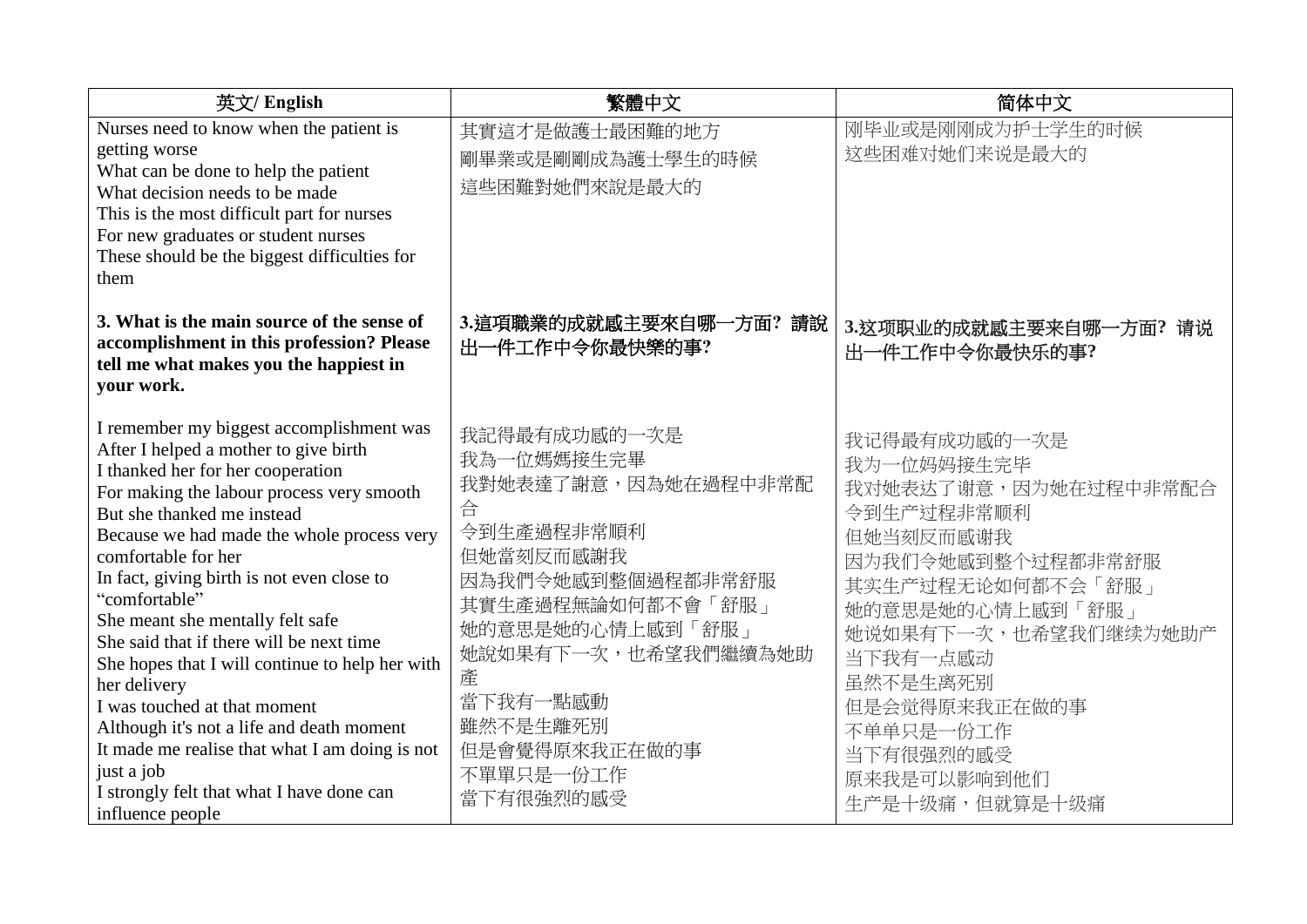| 英文/ English | 繁體中文 | 简体中文 |
|---|---|---|
| Nurses need to know when the patient is getting worse<br>What can be done to help the patient<br>What decision needs to be made<br>This is the most difficult part for nurses<br>For new graduates or student nurses<br>These should be the biggest difficulties for them | 其實這才是做護士最困難的地方<br>剛畢業或是剛剛成為護士學生的時候<br>這些困難對她們來說是最大的 | 刚毕业或是刚刚成为护士学生的时候<br>这些困难对她们来说是最大的 |
| **3. What is the main source of the sense of accomplishment in this profession? Please tell me what makes you the happiest in your work.** | **3.這項職業的成就感主要來自哪一方面? 請說出一件工作中令你最快樂的事?** | **3.这项职业的成就感主要来自哪一方面? 请说出一件工作中令你最快乐的事?** |
| I remember my biggest accomplishment was<br>After I helped a mother to give birth<br>I thanked her for her cooperation<br>For making the labour process very smooth<br>But she thanked me instead<br>Because we had made the whole process very comfortable for her<br>In fact, giving birth is not even close to "comfortable"<br>She meant she mentally felt safe<br>She said that if there will be next time<br>She hopes that I will continue to help her with her delivery<br>I was touched at that moment<br>Although it's not a life and death moment<br>It made me realise that what I am doing is not just a job<br>I strongly felt that what I have done can influence people | 我記得最有成功感的一次是<br>我為一位媽媽接生完畢<br>我對她表達了謝意，因為她在過程中非常配合<br>令到生產過程非常順利<br>但她當刻反而感謝我<br>因為我們令她感到整個過程都非常舒服<br>其實生產過程無論如何都不會「舒服」<br>她的意思是她的心情上感到「舒服」<br>她說如果有下一次，也希望我們繼續為她助產<br>當下我有一點感動<br>雖然不是生離死別<br>但是會覺得原來我正在做的事<br>不單單只是一份工作<br>當下有很強烈的感受 | 我记得最有成功感的一次是<br>我为一位妈妈接生完毕<br>我对她表达了谢意，因为她在过程中非常配合<br>令到生产过程非常顺利<br>但她当刻反而感谢我<br>因为我们令她感到整个过程都非常舒服<br>其实生产过程无论如何都不会「舒服」<br>她的意思是她的心情上感到「舒服」<br>她说如果有下一次，也希望我们继续为她助产<br>当下我有一点感动<br>虽然不是生离死别<br>但是会觉得原来我正在做的事<br>不单单只是一份工作<br>当下有很强烈的感受<br>原来我是可以影响到他们<br>生产是十级痛，但就算是十级痛 |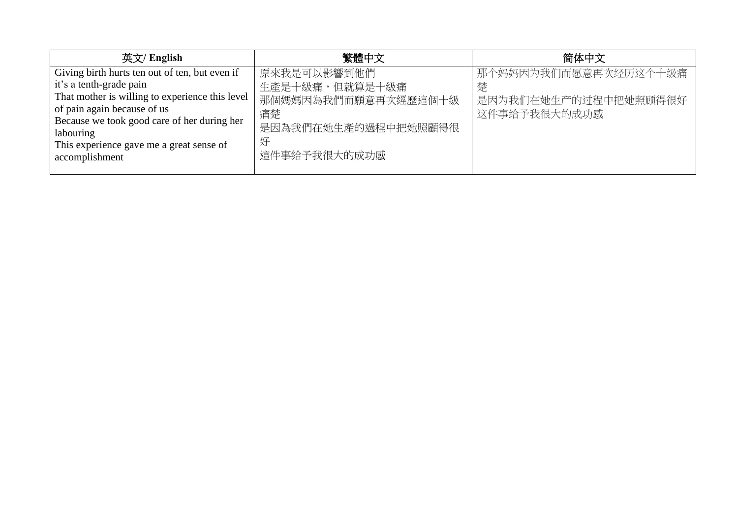| 英文/ English | 繁體中文 | 简体中文 |
|---|---|---|
| Giving birth hurts ten out of ten, but even if it’s a tenth-grade pain<br>That mother is willing to experience this level of pain again because of us<br>Because we took good care of her during her labouring<br>This experience gave me a great sense of accomplishment | 原來我是可以影響到他們<br>生產是十級痛，但就算是十級痛<br>那個媽媽因為我們而願意再次經歷這個十級痛楚<br>是因為我們在她生產的過程中把她照顧得很好<br>這件事給予我很大的成功感 | 那个妈妈因为我们而愿意再次经历这个十级痛楚<br>是因为我们在她生产的过程中把她照顾得很好<br>这件事给予我很大的成功感 |